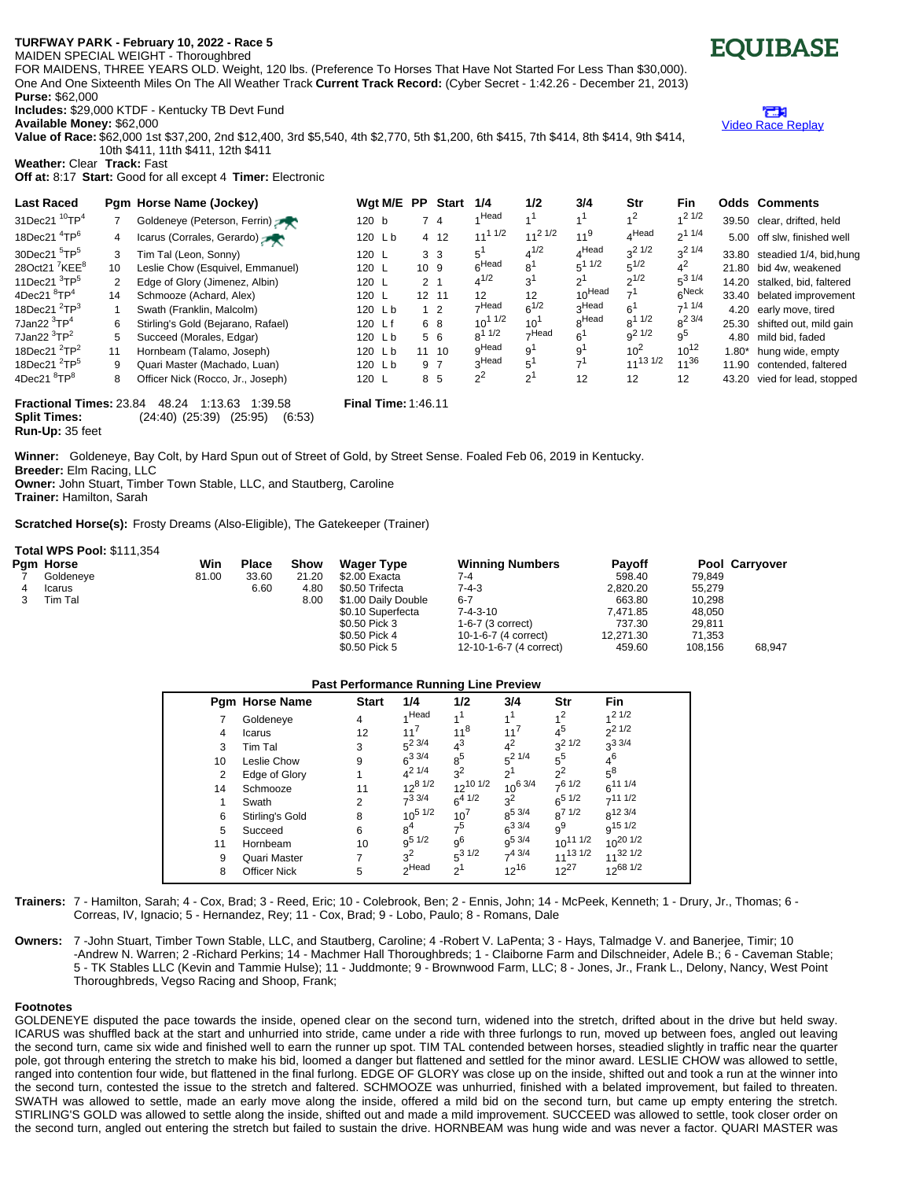**TURFWAY PARK - February 10, 2022 - Race 5**

MAIDEN SPECIAL WEIGHT - Thoroughbred

FOR MAIDENS, THREE YEARS OLD. Weight, 120 lbs. (Preference To Horses That Have Not Started For Less Than $30,000). One And One Sixteenth Miles On The All Weather Track **Current Track Record:** (Cyber Secret - 1:42.26 - December 21, 2013)

**Purse:** $62,000

**Includes:** $29,000 KTDF - Kentucky TB Devt Fund

**Available Money:** $62,000

**Value of Race:** $62,000 1st $37,200, 2nd $12,400, 3rd $5,540, 4th $2,770, 5th $1,200, 6th $415, 7th $414, 8th $414, 9th $414, 10th $411, 11th $411, 12th $411

**Weather:** Clear **Track:** Fast

**Off at:** 8:17 **Start:** Good for all except 4 **Timer:** Electronic

EQUIBASE

Video Race Replay

| Last Raced | Pgm | Horse Name (Jockey) | Wgt M/E | PP | Start | 1/4 | 1/2 | 3/4 | Str | Fin | Odds | Comments |
|---|---|---|---|---|---|---|---|---|---|---|---|---|
| 31Dec21 10TP4 | 7 | Goldeneye (Peterson, Ferrin) | 120 b | 7 | 4 | 1 Head | 1 1 | 1 1 | 1 2 | 1 2 1/2 | 39.50 | clear, drifted, held |
| 18Dec21 4TP6 | 4 | Icarus (Corrales, Gerardo) | 120 L b | 4 | 12 | 11 1 1/2 | 11 2 1/2 | 11 9 | 4 Head | 2 1 1/4 | 5.00 | off slw, finished well |
| 30Dec21 5TP5 | 3 | Tim Tal (Leon, Sonny) | 120 L | 3 | 3 | 5 1 | 4 1/2 | 4 Head | 3 2 1/2 | 3 2 1/4 | 33.80 | steadied 1/4, bid,hung |
| 28Oct21 7KEE8 | 10 | Leslie Chow (Esquivel, Emmanuel) | 120 L | 10 | 9 | 6 Head | 8 1 | 5 1 1/2 | 5 1/2 | 4 2 | 21.80 | bid 4w, weakened |
| 11Dec21 3TP5 | 2 | Edge of Glory (Jimenez, Albin) | 120 L | 2 | 1 | 4 1/2 | 3 1 | 2 1 | 2 1/2 | 5 3 1/4 | 14.20 | stalked, bid, faltered |
| 4Dec21 8TP4 | 14 | Schmooze (Achard, Alex) | 120 L | 12 | 11 | 12 | 12 | 10 Head | 7 1 | 6 Neck | 33.40 | belated improvement |
| 18Dec21 2TP3 | 1 | Swath (Franklin, Malcolm) | 120 L b | 1 | 2 | 7 Head | 6 1/2 | 3 Head | 6 1 | 7 1 1/4 | 4.20 | early move, tired |
| 7Jan22 3TP4 | 6 | Stirling's Gold (Bejarano, Rafael) | 120 L f | 6 | 8 | 10 1 1/2 | 10 1 | 8 Head | 8 1 1/2 | 8 2 3/4 | 25.30 | shifted out, mild gain |
| 7Jan22 3TP2 | 5 | Succeed (Morales, Edgar) | 120 L b | 5 | 6 | 8 1 1/2 | 7 Head | 6 1 | 9 2 1/2 | 9 5 | 4.80 | mild bid, faded |
| 18Dec21 2TP2 | 11 | Hornbeam (Talamo, Joseph) | 120 L b | 11 | 10 | 9 Head | 9 1 | 9 1 | 10 2 | 10 12 | 1.80* | hung wide, empty |
| 18Dec21 2TP5 | 9 | Quari Master (Machado, Luan) | 120 L b | 9 | 7 | 3 Head | 5 1 | 7 1 | 11 13 1/2 | 11 36 | 11.90 | contended, faltered |
| 4Dec21 8TP8 | 8 | Officer Nick (Rocco, Jr., Joseph) | 120 L | 8 | 5 | 2 2 | 2 1 | 12 | 12 | 12 | 43.20 | vied for lead, stopped |

**Fractional Times:** 23.84 48.24 1:13.63 1:39.58 **Final Time:** 1:46.11

**Split Times:** (24:40) (25:39) (25:95) (6:53)

**Run-Up:** 35 feet

**Winner:** Goldeneye, Bay Colt, by Hard Spun out of Street of Gold, by Street Sense. Foaled Feb 06, 2019 in Kentucky.

**Breeder:** Elm Racing, LLC

**Owner:** John Stuart, Timber Town Stable, LLC, and Stautberg, Caroline

**Trainer:** Hamilton, Sarah

**Scratched Horse(s):** Frosty Dreams (Also-Eligible), The Gatekeeper (Trainer)

**Total WPS Pool:** $111,354

| Pgm | Horse | Win | Place | Show | Wager Type | Winning Numbers | Payoff | Pool | Carryover |
|---|---|---|---|---|---|---|---|---|---|
| 7 | Goldeneye | 81.00 | 33.60 | 21.20 | $2.00 Exacta | 7-4 | 598.40 | 79,849 | |
| 4 | Icarus | | 6.60 | 4.80 | $0.50 Trifecta | 7-4-3 | 2,820.20 | 55,279 | |
| 3 | Tim Tal | | | 8.00 | $1.00 Daily Double | 6-7 | 663.80 | 10,298 | |
| | | | | | $0.10 Superfecta | 7-4-3-10 | 7,471.85 | 48,050 | |
| | | | | | $0.50 Pick 3 | 1-6-7 (3 correct) | 737.30 | 29,811 | |
| | | | | | $0.50 Pick 4 | 10-1-6-7 (4 correct) | 12,271.30 | 71,353 | |
| | | | | | $0.50 Pick 5 | 12-10-1-6-7 (4 correct) | 459.60 | 108,156 | 68,947 |

**Past Performance Running Line Preview**

| Pgm | Horse Name | Start | 1/4 | 1/2 | 3/4 | Str | Fin |
|---|---|---|---|---|---|---|---|
| 7 | Goldeneye | 4 | 1 Head | 1 1 | 1 1 | 1 2 | 1 2 1/2 |
| 4 | Icarus | 12 | 11 7 | 11 8 | 11 7 | 4 5 | 2 2 1/2 |
| 3 | Tim Tal | 3 | 5 2 3/4 | 4 3 | 4 2 | 3 2 1/2 | 3 3 3/4 |
| 10 | Leslie Chow | 9 | 6 3 3/4 | 8 5 | 5 2 1/4 | 5 5 | 4 6 |
| 2 | Edge of Glory | 1 | 4 2 1/4 | 3 2 | 2 1 | 2 2 | 5 8 |
| 14 | Schmooze | 11 | 12 8 1/2 | 12 10 1/2 | 10 6 3/4 | 7 6 1/2 | 6 11 1/4 |
| 1 | Swath | 2 | 7 3 3/4 | 6 4 1/2 | 3 2 | 6 5 1/2 | 7 11 1/2 |
| 6 | Stirling's Gold | 8 | 10 5 1/2 | 10 7 | 8 5 3/4 | 8 7 1/2 | 8 12 3/4 |
| 5 | Succeed | 6 | 8 4 | 7 5 | 6 3 3/4 | 9 9 | 9 15 1/2 |
| 11 | Hornbeam | 10 | 9 5 1/2 | 9 6 | 9 5 3/4 | 10 11 1/2 | 10 20 1/2 |
| 9 | Quari Master | 7 | 3 2 | 5 3 1/2 | 7 4 3/4 | 11 13 1/2 | 11 32 1/2 |
| 8 | Officer Nick | 5 | 2 Head | 2 1 | 12 16 | 12 27 | 12 68 1/2 |

**Trainers:** 7 - Hamilton, Sarah; 4 - Cox, Brad; 3 - Reed, Eric; 10 - Colebrook, Ben; 2 - Ennis, John; 14 - McPeek, Kenneth; 1 - Drury, Jr., Thomas; 6 - Correas, IV, Ignacio; 5 - Hernandez, Rey; 11 - Cox, Brad; 9 - Lobo, Paulo; 8 - Romans, Dale

**Owners:** 7 -John Stuart, Timber Town Stable, LLC, and Stautberg, Caroline; 4 -Robert V. LaPenta; 3 - Hays, Talmadge V. and Banerjee, Timir; 10 -Andrew N. Warren; 2 -Richard Perkins; 14 - Machmer Hall Thoroughbreds; 1 - Claiborne Farm and Dilschneider, Adele B.; 6 - Caveman Stable; 5 - TK Stables LLC (Kevin and Tammie Hulse); 11 - Juddmonte; 9 - Brownwood Farm, LLC; 8 - Jones, Jr., Frank L., Delony, Nancy, West Point Thoroughbreds, Vegso Racing and Shoop, Frank;

**Footnotes**

GOLDENEYE disputed the pace towards the inside, opened clear on the second turn, widened into the stretch, drifted about in the drive but held sway. ICARUS was shuffled back at the start and unhurried into stride, came under a ride with three furlongs to run, moved up between foes, angled out leaving the second turn, came six wide and finished well to earn the runner up spot. TIM TAL contended between horses, steadied slightly in traffic near the quarter pole, got through entering the stretch to make his bid, loomed a danger but flattened and settled for the minor award. LESLIE CHOW was allowed to settle, ranged into contention four wide, but flattened in the final furlong. EDGE OF GLORY was close up on the inside, shifted out and took a run at the winner into the second turn, contested the issue to the stretch and faltered. SCHMOOZE was unhurried, finished with a belated improvement, but failed to threaten. SWATH was allowed to settle, made an early move along the inside, offered a mild bid on the second turn, but came up empty entering the stretch. STIRLING'S GOLD was allowed to settle along the inside, shifted out and made a mild improvement. SUCCEED was allowed to settle, took closer order on the second turn, angled out entering the stretch but failed to sustain the drive. HORNBEAM was hung wide and was never a factor. QUARI MASTER was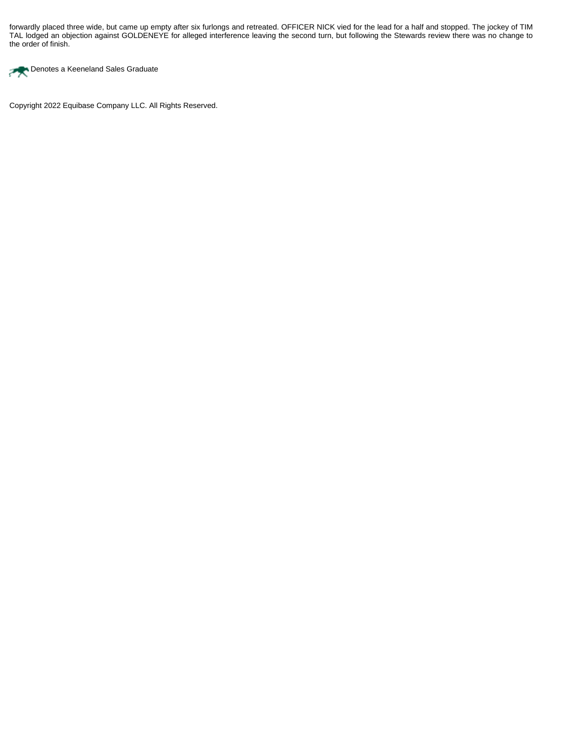forwardly placed three wide, but came up empty after six furlongs and retreated. OFFICER NICK vied for the lead for a half and stopped. The jockey of TIM TAL lodged an objection against GOLDENEYE for alleged interference leaving the second turn, but following the Stewards review there was no change to the order of finish.

Denotes a Keeneland Sales Graduate

Copyright 2022 Equibase Company LLC. All Rights Reserved.